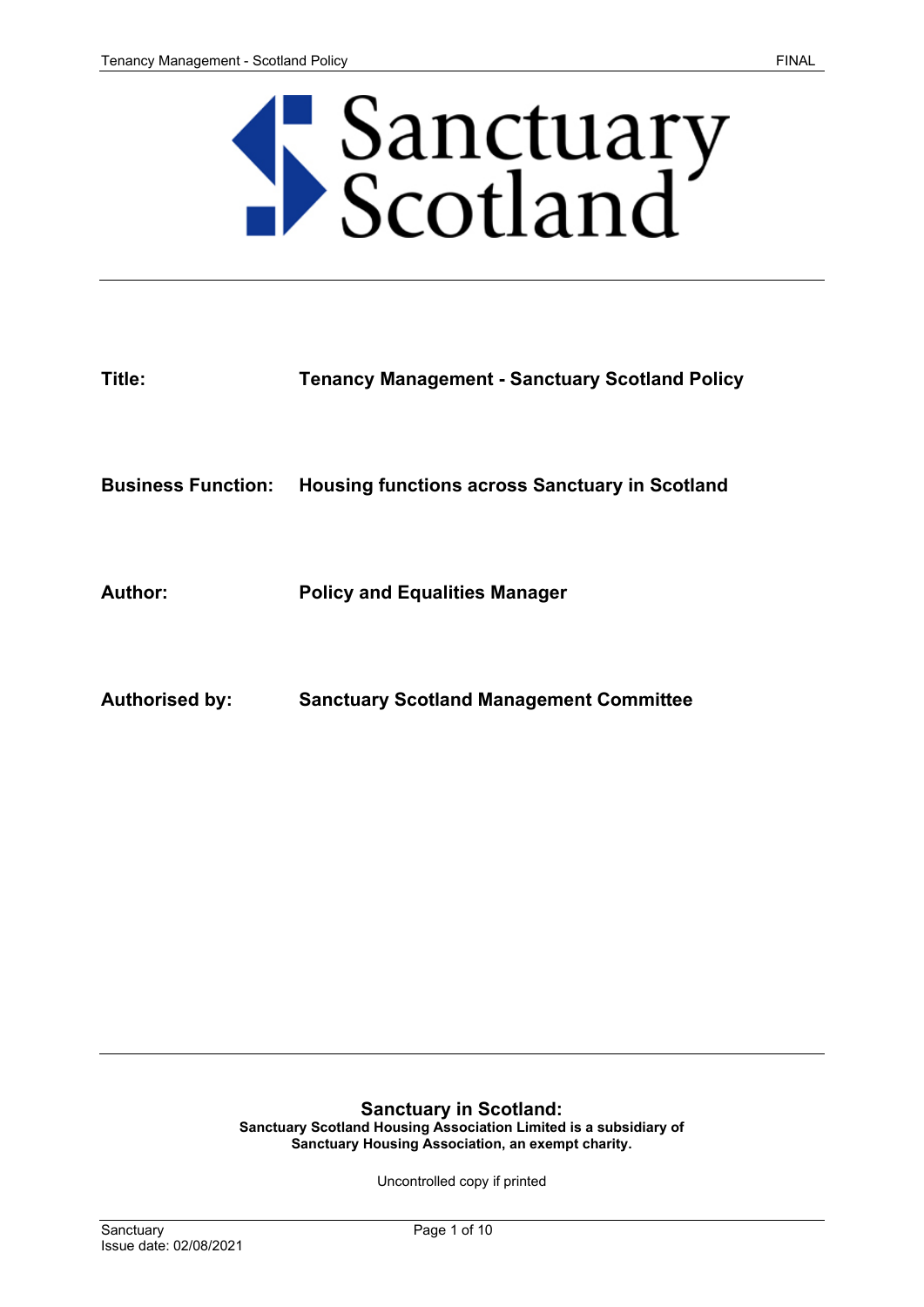Sanctuary Scotland

**Title:** **Tenancy Management - Sanctuary Scotland Policy**

**Business Function:** **Housing functions across Sanctuary in Scotland**

**Author:** **Policy and Equalities Manager**

**Authorised by:** **Sanctuary Scotland Management Committee**

**Sanctuary in Scotland:**
**Sanctuary Scotland Housing Association Limited is a subsidiary of Sanctuary Housing Association, an exempt charity.**

Uncontrolled copy if printed

Sanctuary
Issue date: 02/08/2021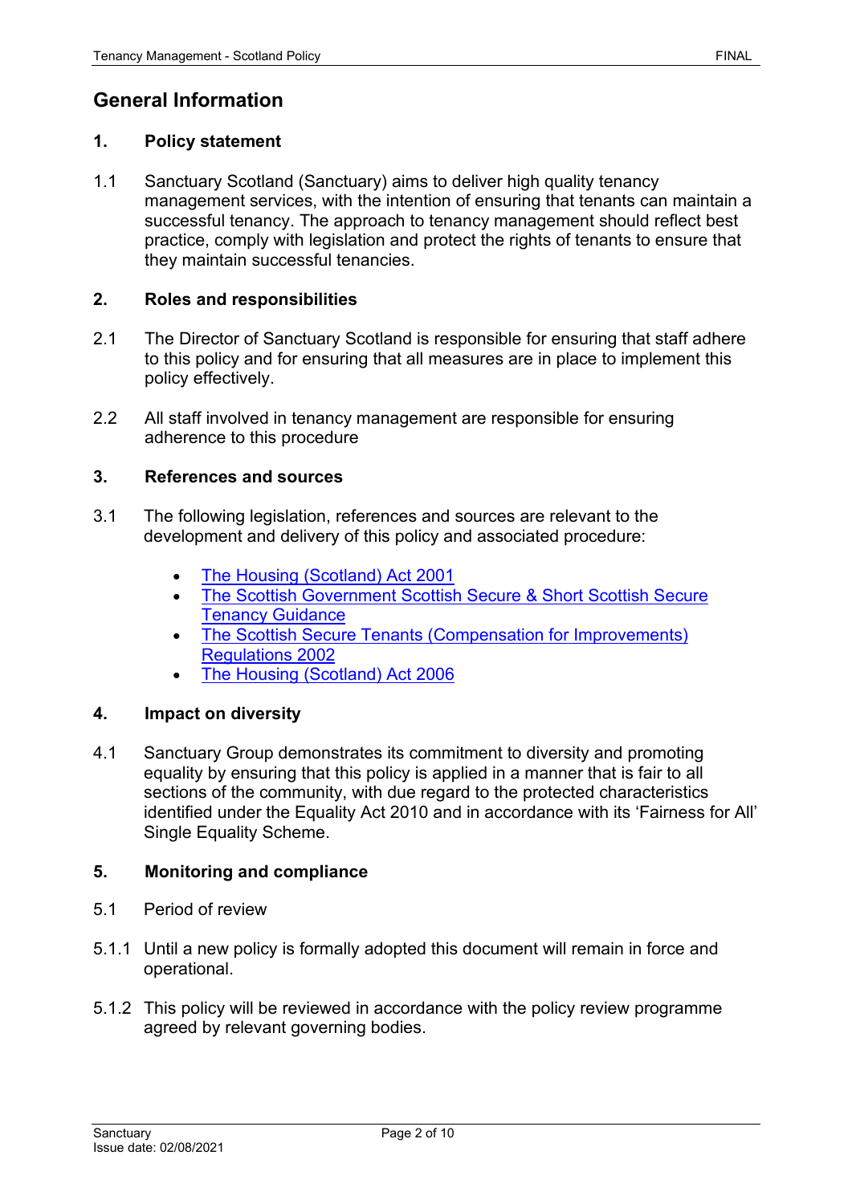# General Information

## 1. Policy statement

1.1 Sanctuary Scotland (Sanctuary) aims to deliver high quality tenancy management services, with the intention of ensuring that tenants can maintain a successful tenancy. The approach to tenancy management should reflect best practice, comply with legislation and protect the rights of tenants to ensure that they maintain successful tenancies.

## 2. Roles and responsibilities

2.1 The Director of Sanctuary Scotland is responsible for ensuring that staff adhere to this policy and for ensuring that all measures are in place to implement this policy effectively.

2.2 All staff involved in tenancy management are responsible for ensuring adherence to this procedure

## 3. References and sources

3.1 The following legislation, references and sources are relevant to the development and delivery of this policy and associated procedure:

- The Housing (Scotland) Act 2001
- The Scottish Government Scottish Secure & Short Scottish Secure Tenancy Guidance
- The Scottish Secure Tenants (Compensation for Improvements) Regulations 2002
- The Housing (Scotland) Act 2006

## 4. Impact on diversity

4.1 Sanctuary Group demonstrates its commitment to diversity and promoting equality by ensuring that this policy is applied in a manner that is fair to all sections of the community, with due regard to the protected characteristics identified under the Equality Act 2010 and in accordance with its 'Fairness for All' Single Equality Scheme.

## 5. Monitoring and compliance

5.1 Period of review

5.1.1 Until a new policy is formally adopted this document will remain in force and operational.

5.1.2 This policy will be reviewed in accordance with the policy review programme agreed by relevant governing bodies.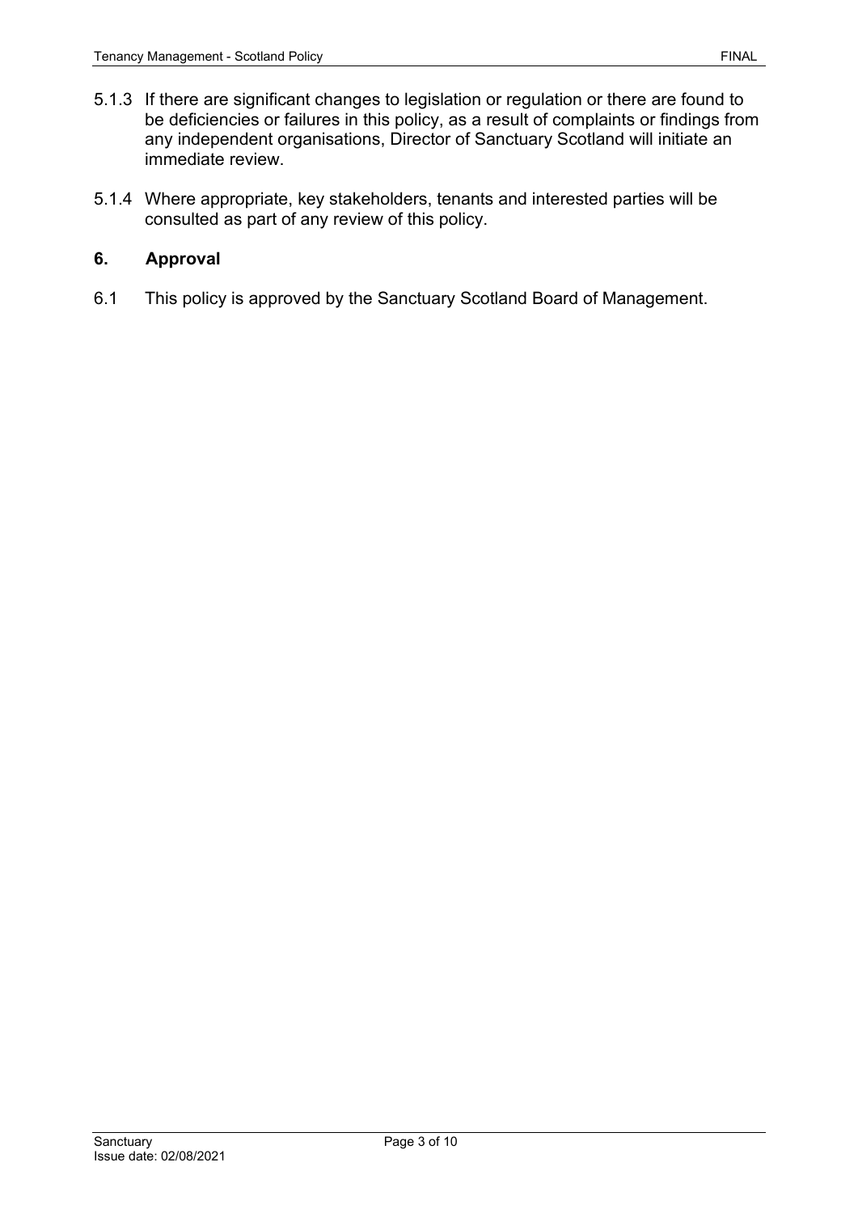5.1.3 If there are significant changes to legislation or regulation or there are found to be deficiencies or failures in this policy, as a result of complaints or findings from any independent organisations, Director of Sanctuary Scotland will initiate an immediate review.

5.1.4 Where appropriate, key stakeholders, tenants and interested parties will be consulted as part of any review of this policy.

## 6. Approval

6.1 This policy is approved by the Sanctuary Scotland Board of Management.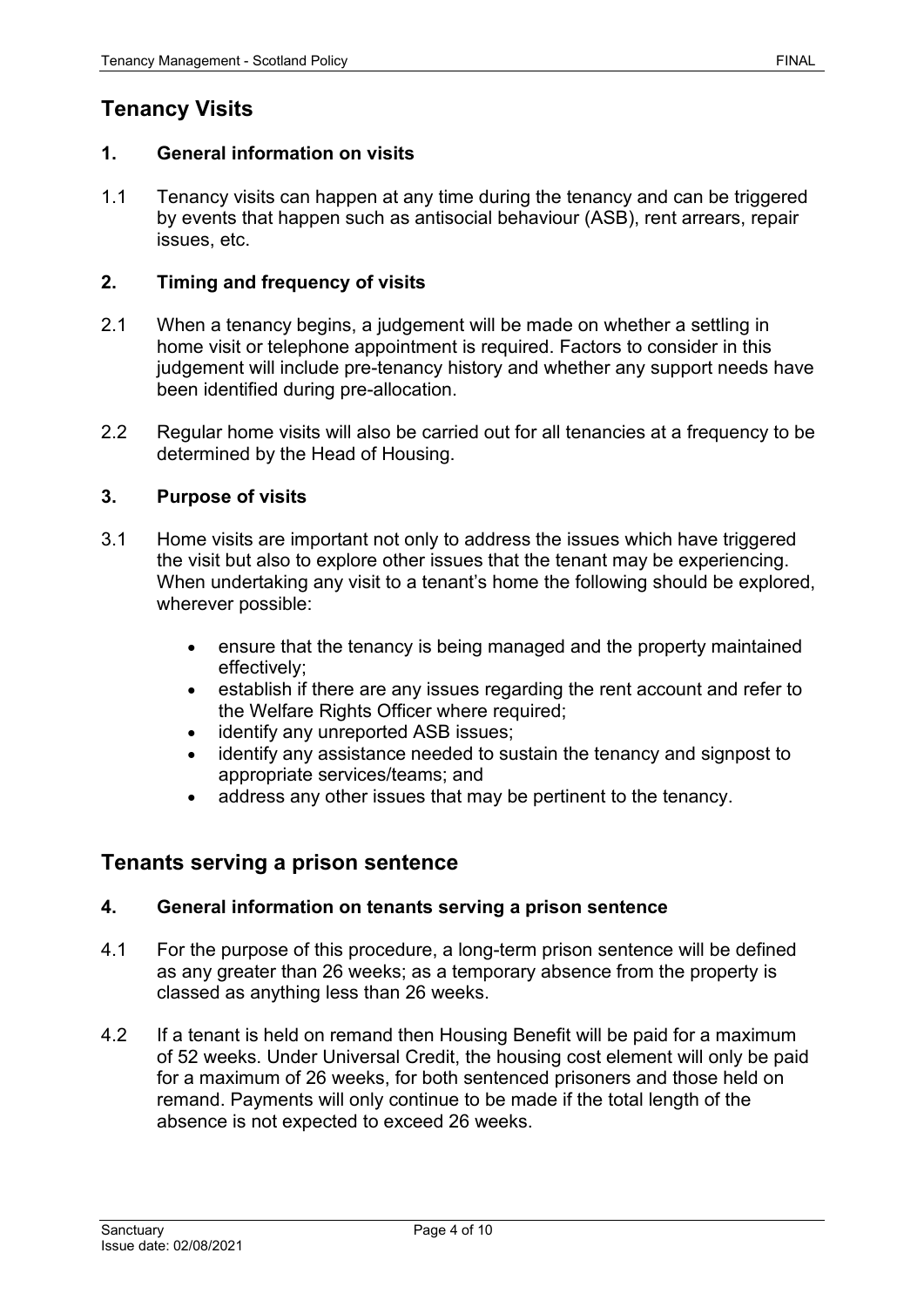## Tenancy Visits

### 1. General information on visits

1.1 Tenancy visits can happen at any time during the tenancy and can be triggered by events that happen such as antisocial behaviour (ASB), rent arrears, repair issues, etc.

### 2. Timing and frequency of visits

2.1 When a tenancy begins, a judgement will be made on whether a settling in home visit or telephone appointment is required. Factors to consider in this judgement will include pre-tenancy history and whether any support needs have been identified during pre-allocation.

2.2 Regular home visits will also be carried out for all tenancies at a frequency to be determined by the Head of Housing.

### 3. Purpose of visits

3.1 Home visits are important not only to address the issues which have triggered the visit but also to explore other issues that the tenant may be experiencing. When undertaking any visit to a tenant's home the following should be explored, wherever possible:

- ensure that the tenancy is being managed and the property maintained effectively;
- establish if there are any issues regarding the rent account and refer to the Welfare Rights Officer where required;
- identify any unreported ASB issues;
- identify any assistance needed to sustain the tenancy and signpost to appropriate services/teams; and
- address any other issues that may be pertinent to the tenancy.

## Tenants serving a prison sentence

### 4. General information on tenants serving a prison sentence

4.1 For the purpose of this procedure, a long-term prison sentence will be defined as any greater than 26 weeks; as a temporary absence from the property is classed as anything less than 26 weeks.

4.2 If a tenant is held on remand then Housing Benefit will be paid for a maximum of 52 weeks. Under Universal Credit, the housing cost element will only be paid for a maximum of 26 weeks, for both sentenced prisoners and those held on remand. Payments will only continue to be made if the total length of the absence is not expected to exceed 26 weeks.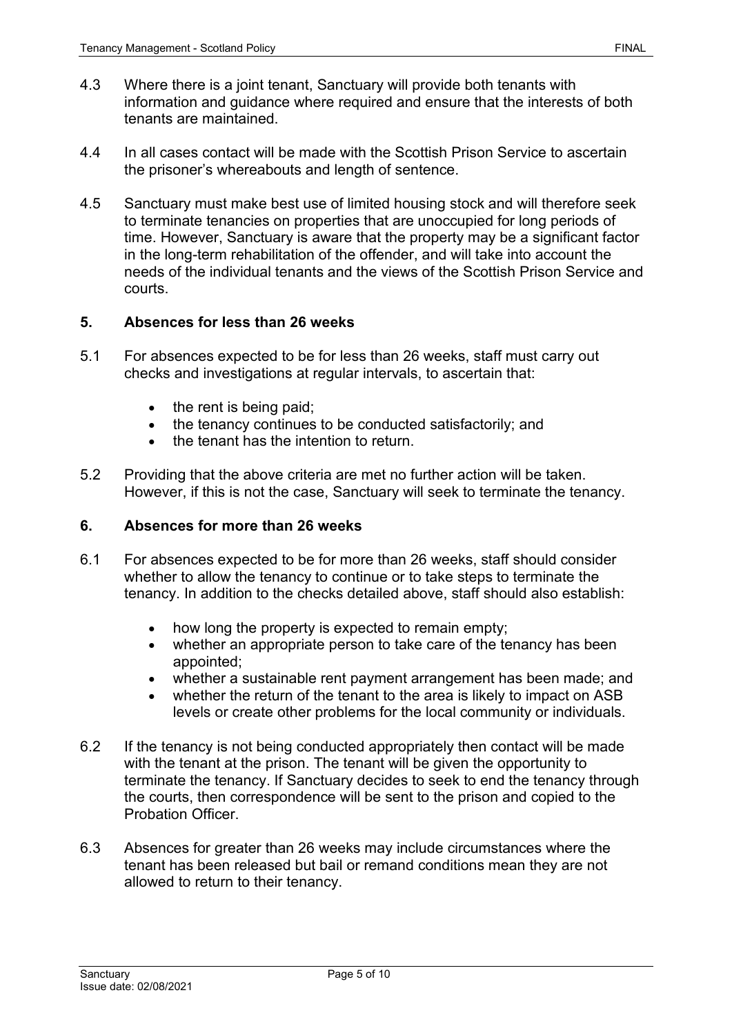4.3 Where there is a joint tenant, Sanctuary will provide both tenants with information and guidance where required and ensure that the interests of both tenants are maintained.

4.4 In all cases contact will be made with the Scottish Prison Service to ascertain the prisoner's whereabouts and length of sentence.

4.5 Sanctuary must make best use of limited housing stock and will therefore seek to terminate tenancies on properties that are unoccupied for long periods of time. However, Sanctuary is aware that the property may be a significant factor in the long-term rehabilitation of the offender, and will take into account the needs of the individual tenants and the views of the Scottish Prison Service and courts.

## 5. Absences for less than 26 weeks

5.1 For absences expected to be for less than 26 weeks, staff must carry out checks and investigations at regular intervals, to ascertain that:

- the rent is being paid;
- the tenancy continues to be conducted satisfactorily; and
- the tenant has the intention to return.

5.2 Providing that the above criteria are met no further action will be taken. However, if this is not the case, Sanctuary will seek to terminate the tenancy.

## 6. Absences for more than 26 weeks

6.1 For absences expected to be for more than 26 weeks, staff should consider whether to allow the tenancy to continue or to take steps to terminate the tenancy. In addition to the checks detailed above, staff should also establish:

- how long the property is expected to remain empty;
- whether an appropriate person to take care of the tenancy has been appointed;
- whether a sustainable rent payment arrangement has been made; and
- whether the return of the tenant to the area is likely to impact on ASB levels or create other problems for the local community or individuals.

6.2 If the tenancy is not being conducted appropriately then contact will be made with the tenant at the prison. The tenant will be given the opportunity to terminate the tenancy. If Sanctuary decides to seek to end the tenancy through the courts, then correspondence will be sent to the prison and copied to the Probation Officer.

6.3 Absences for greater than 26 weeks may include circumstances where the tenant has been released but bail or remand conditions mean they are not allowed to return to their tenancy.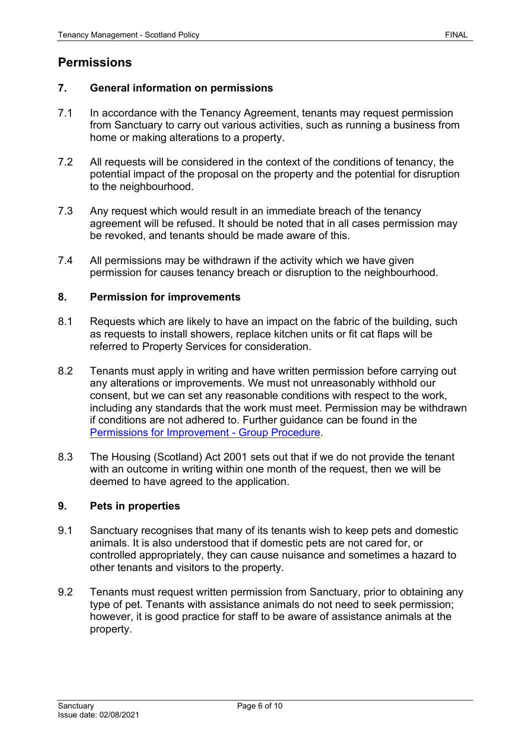## Permissions

### 7. General information on permissions

7.1 In accordance with the Tenancy Agreement, tenants may request permission from Sanctuary to carry out various activities, such as running a business from home or making alterations to a property.

7.2 All requests will be considered in the context of the conditions of tenancy, the potential impact of the proposal on the property and the potential for disruption to the neighbourhood.

7.3 Any request which would result in an immediate breach of the tenancy agreement will be refused. It should be noted that in all cases permission may be revoked, and tenants should be made aware of this.

7.4 All permissions may be withdrawn if the activity which we have given permission for causes tenancy breach or disruption to the neighbourhood.

### 8. Permission for improvements

8.1 Requests which are likely to have an impact on the fabric of the building, such as requests to install showers, replace kitchen units or fit cat flaps will be referred to Property Services for consideration.

8.2 Tenants must apply in writing and have written permission before carrying out any alterations or improvements. We must not unreasonably withhold our consent, but we can set any reasonable conditions with respect to the work, including any standards that the work must meet. Permission may be withdrawn if conditions are not adhered to. Further guidance can be found in the Permissions for Improvement - Group Procedure.

8.3 The Housing (Scotland) Act 2001 sets out that if we do not provide the tenant with an outcome in writing within one month of the request, then we will be deemed to have agreed to the application.

### 9. Pets in properties

9.1 Sanctuary recognises that many of its tenants wish to keep pets and domestic animals. It is also understood that if domestic pets are not cared for, or controlled appropriately, they can cause nuisance and sometimes a hazard to other tenants and visitors to the property.

9.2 Tenants must request written permission from Sanctuary, prior to obtaining any type of pet. Tenants with assistance animals do not need to seek permission; however, it is good practice for staff to be aware of assistance animals at the property.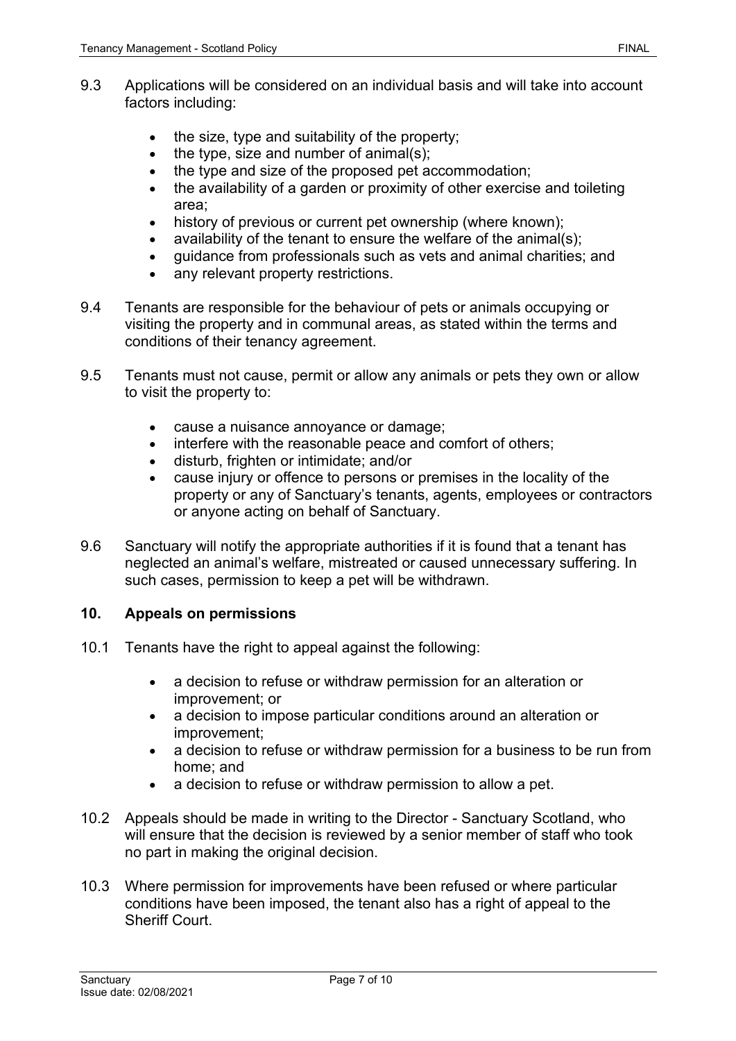9.3 Applications will be considered on an individual basis and will take into account factors including:

- the size, type and suitability of the property;
- the type, size and number of animal(s);
- the type and size of the proposed pet accommodation;
- the availability of a garden or proximity of other exercise and toileting area;
- history of previous or current pet ownership (where known);
- availability of the tenant to ensure the welfare of the animal(s);
- guidance from professionals such as vets and animal charities; and
- any relevant property restrictions.

9.4 Tenants are responsible for the behaviour of pets or animals occupying or visiting the property and in communal areas, as stated within the terms and conditions of their tenancy agreement.

9.5 Tenants must not cause, permit or allow any animals or pets they own or allow to visit the property to:

- cause a nuisance annoyance or damage;
- interfere with the reasonable peace and comfort of others;
- disturb, frighten or intimidate; and/or
- cause injury or offence to persons or premises in the locality of the property or any of Sanctuary's tenants, agents, employees or contractors or anyone acting on behalf of Sanctuary.

9.6 Sanctuary will notify the appropriate authorities if it is found that a tenant has neglected an animal's welfare, mistreated or caused unnecessary suffering. In such cases, permission to keep a pet will be withdrawn.

## 10. Appeals on permissions

10.1 Tenants have the right to appeal against the following:

- a decision to refuse or withdraw permission for an alteration or improvement; or
- a decision to impose particular conditions around an alteration or improvement;
- a decision to refuse or withdraw permission for a business to be run from home; and
- a decision to refuse or withdraw permission to allow a pet.

10.2 Appeals should be made in writing to the Director - Sanctuary Scotland, who will ensure that the decision is reviewed by a senior member of staff who took no part in making the original decision.

10.3 Where permission for improvements have been refused or where particular conditions have been imposed, the tenant also has a right of appeal to the Sheriff Court.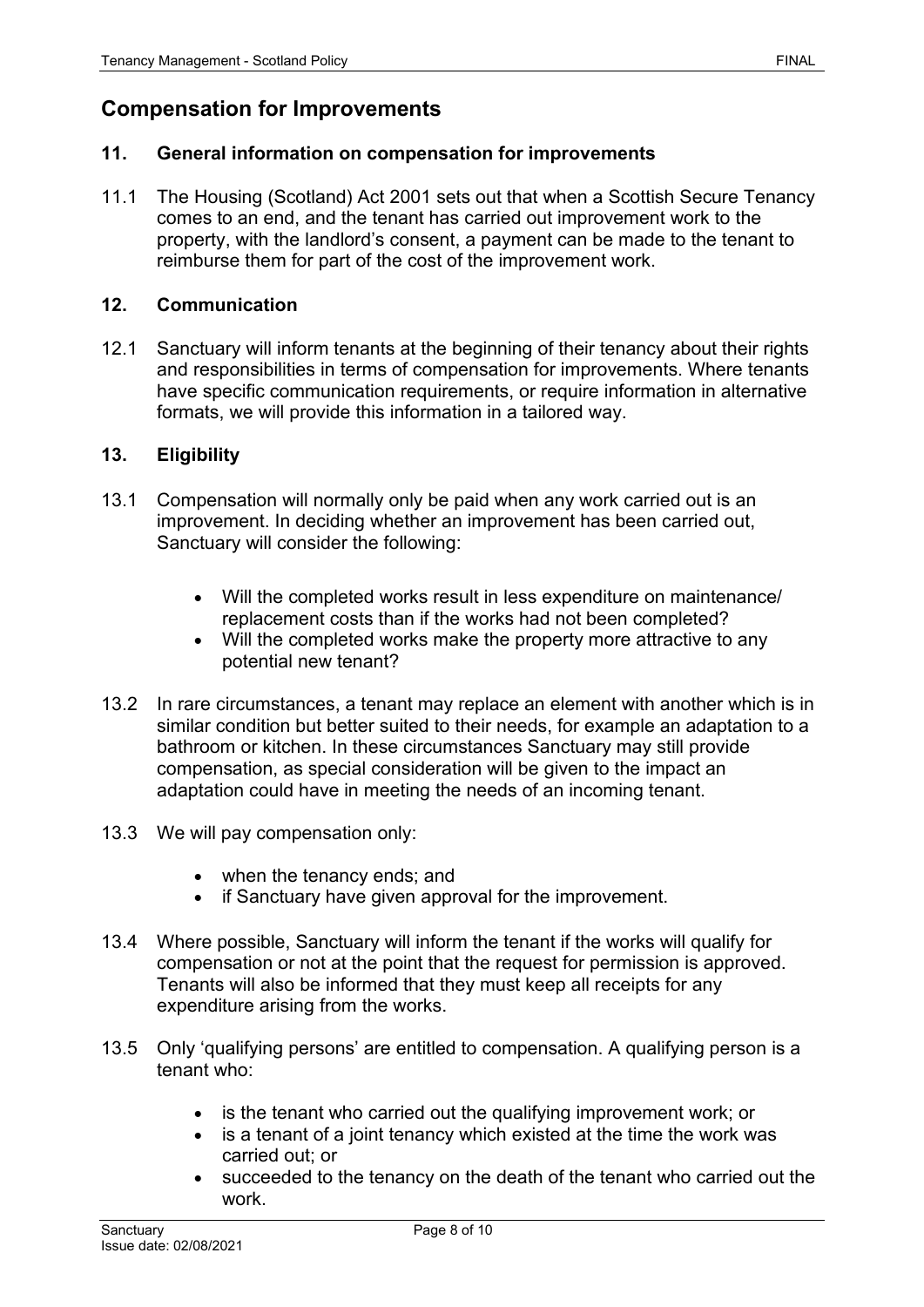## Compensation for Improvements

### 11. General information on compensation for improvements

11.1 The Housing (Scotland) Act 2001 sets out that when a Scottish Secure Tenancy comes to an end, and the tenant has carried out improvement work to the property, with the landlord's consent, a payment can be made to the tenant to reimburse them for part of the cost of the improvement work.

### 12. Communication

12.1 Sanctuary will inform tenants at the beginning of their tenancy about their rights and responsibilities in terms of compensation for improvements. Where tenants have specific communication requirements, or require information in alternative formats, we will provide this information in a tailored way.

### 13. Eligibility

13.1 Compensation will normally only be paid when any work carried out is an improvement. In deciding whether an improvement has been carried out, Sanctuary will consider the following:

- Will the completed works result in less expenditure on maintenance/ replacement costs than if the works had not been completed?
- Will the completed works make the property more attractive to any potential new tenant?

13.2 In rare circumstances, a tenant may replace an element with another which is in similar condition but better suited to their needs, for example an adaptation to a bathroom or kitchen. In these circumstances Sanctuary may still provide compensation, as special consideration will be given to the impact an adaptation could have in meeting the needs of an incoming tenant.

13.3 We will pay compensation only:

- when the tenancy ends; and
- if Sanctuary have given approval for the improvement.

13.4 Where possible, Sanctuary will inform the tenant if the works will qualify for compensation or not at the point that the request for permission is approved. Tenants will also be informed that they must keep all receipts for any expenditure arising from the works.

13.5 Only 'qualifying persons' are entitled to compensation. A qualifying person is a tenant who:

- is the tenant who carried out the qualifying improvement work; or
- is a tenant of a joint tenancy which existed at the time the work was carried out; or
- succeeded to the tenancy on the death of the tenant who carried out the work.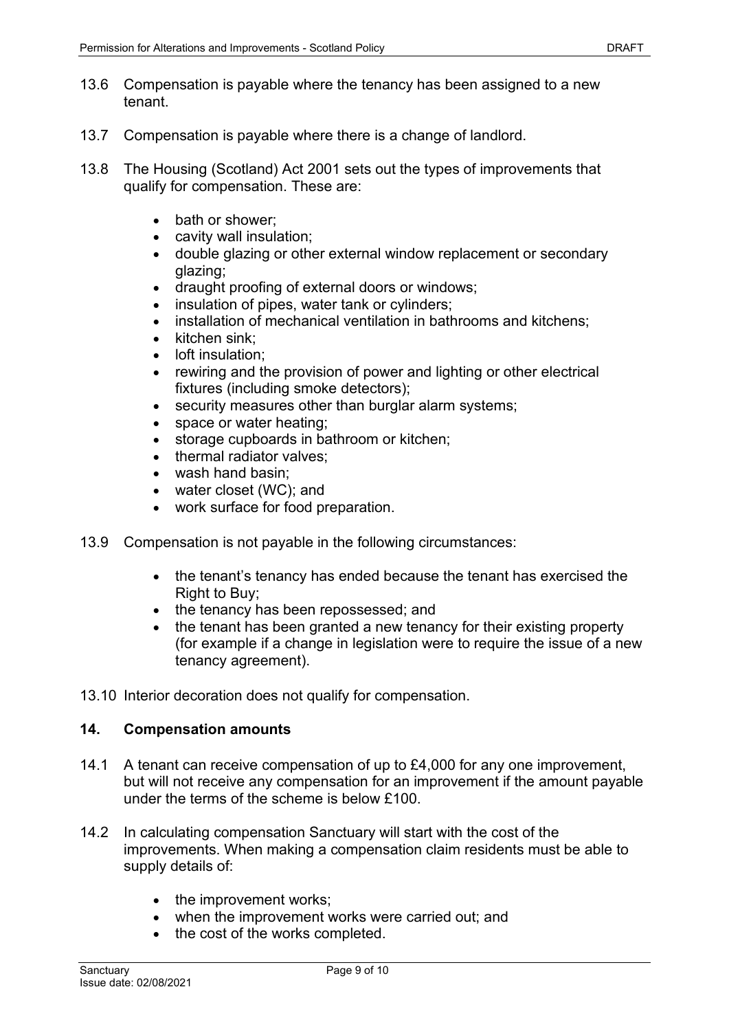13.6 Compensation is payable where the tenancy has been assigned to a new tenant.

13.7 Compensation is payable where there is a change of landlord.

13.8 The Housing (Scotland) Act 2001 sets out the types of improvements that qualify for compensation. These are:

- bath or shower;
- cavity wall insulation;
- double glazing or other external window replacement or secondary glazing;
- draught proofing of external doors or windows;
- insulation of pipes, water tank or cylinders;
- installation of mechanical ventilation in bathrooms and kitchens;
- kitchen sink;
- loft insulation;
- rewiring and the provision of power and lighting or other electrical fixtures (including smoke detectors);
- security measures other than burglar alarm systems;
- space or water heating;
- storage cupboards in bathroom or kitchen;
- thermal radiator valves;
- wash hand basin;
- water closet (WC); and
- work surface for food preparation.

13.9 Compensation is not payable in the following circumstances:

- the tenant's tenancy has ended because the tenant has exercised the Right to Buy;
- the tenancy has been repossessed; and
- the tenant has been granted a new tenancy for their existing property (for example if a change in legislation were to require the issue of a new tenancy agreement).

13.10 Interior decoration does not qualify for compensation.

## 14. Compensation amounts

14.1 A tenant can receive compensation of up to £4,000 for any one improvement, but will not receive any compensation for an improvement if the amount payable under the terms of the scheme is below £100.

14.2 In calculating compensation Sanctuary will start with the cost of the improvements. When making a compensation claim residents must be able to supply details of:

- the improvement works;
- when the improvement works were carried out; and
- the cost of the works completed.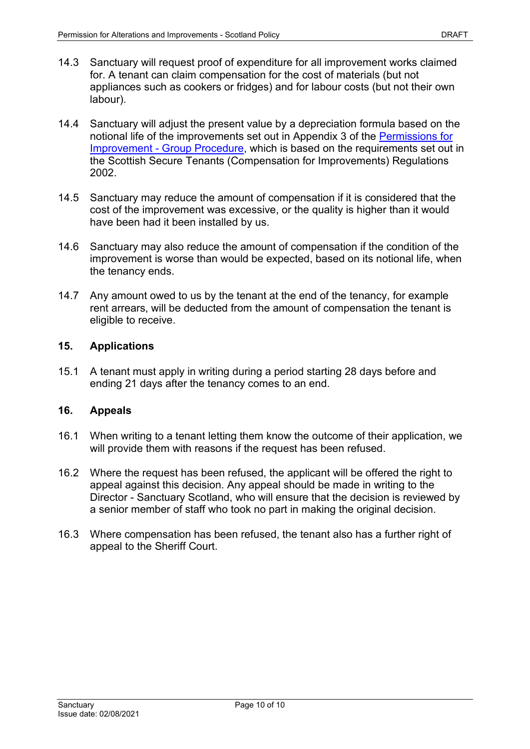14.3 Sanctuary will request proof of expenditure for all improvement works claimed for. A tenant can claim compensation for the cost of materials (but not appliances such as cookers or fridges) and for labour costs (but not their own labour).

14.4 Sanctuary will adjust the present value by a depreciation formula based on the notional life of the improvements set out in Appendix 3 of the Permissions for Improvement - Group Procedure, which is based on the requirements set out in the Scottish Secure Tenants (Compensation for Improvements) Regulations 2002.

14.5 Sanctuary may reduce the amount of compensation if it is considered that the cost of the improvement was excessive, or the quality is higher than it would have been had it been installed by us.

14.6 Sanctuary may also reduce the amount of compensation if the condition of the improvement is worse than would be expected, based on its notional life, when the tenancy ends.

14.7 Any amount owed to us by the tenant at the end of the tenancy, for example rent arrears, will be deducted from the amount of compensation the tenant is eligible to receive.

## 15. Applications

15.1 A tenant must apply in writing during a period starting 28 days before and ending 21 days after the tenancy comes to an end.

## 16. Appeals

16.1 When writing to a tenant letting them know the outcome of their application, we will provide them with reasons if the request has been refused.

16.2 Where the request has been refused, the applicant will be offered the right to appeal against this decision. Any appeal should be made in writing to the Director - Sanctuary Scotland, who will ensure that the decision is reviewed by a senior member of staff who took no part in making the original decision.

16.3 Where compensation has been refused, the tenant also has a further right of appeal to the Sheriff Court.